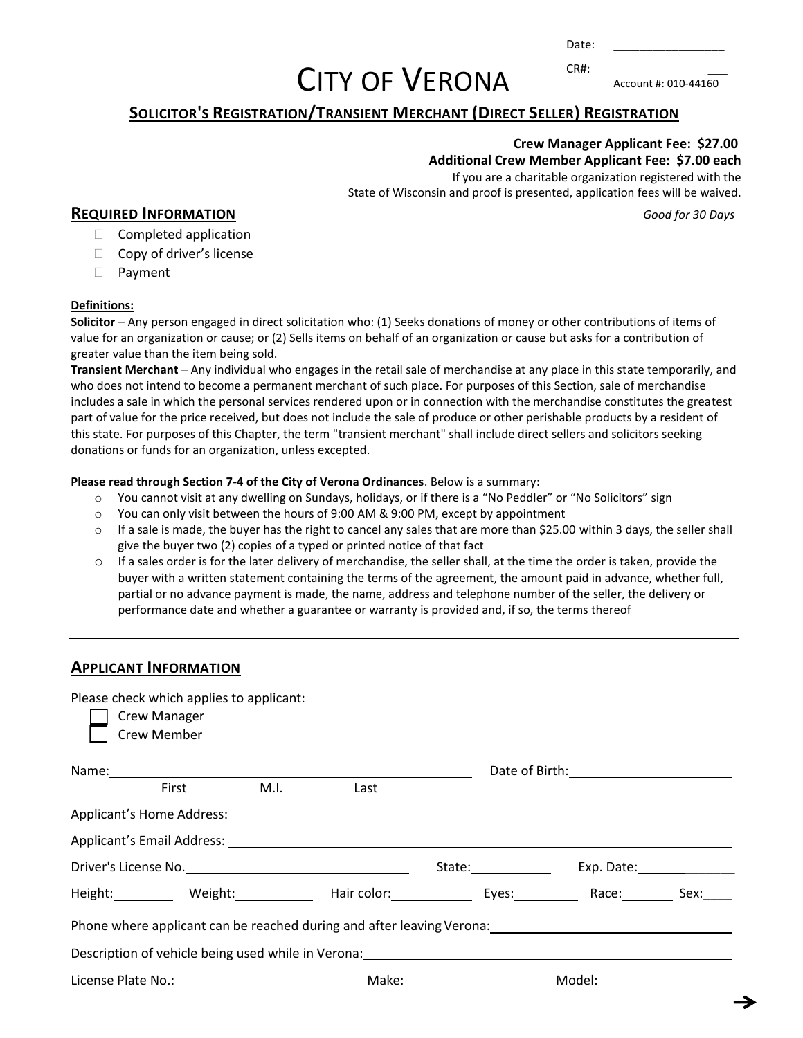Date: ________________

CR#: ___________________

Account #: 010-44160

# CITY OF VERONA

## SOLICITOR'S REGISTRATION/TRANSIENT MERCHANT (DIRECT SELLER) REGISTRATION

**Crew Manager Applicant Fee: $27.00**
**Additional Crew Member Applicant Fee: $7.00 each**

If you are a charitable organization registered with the State of Wisconsin and proof is presented, application fees will be waived.

*Good for 30 Days*

## REQUIRED INFORMATION

- ☐ Completed application
- ☐ Copy of driver's license
- ☐ Payment

**Definitions:**

**Solicitor** – Any person engaged in direct solicitation who: (1) Seeks donations of money or other contributions of items of value for an organization or cause; or (2) Sells items on behalf of an organization or cause but asks for a contribution of greater value than the item being sold.

**Transient Merchant** – Any individual who engages in the retail sale of merchandise at any place in this state temporarily, and who does not intend to become a permanent merchant of such place. For purposes of this Section, sale of merchandise includes a sale in which the personal services rendered upon or in connection with the merchandise constitutes the greatest part of value for the price received, but does not include the sale of produce or other perishable products by a resident of this state. For purposes of this Chapter, the term "transient merchant" shall include direct sellers and solicitors seeking donations or funds for an organization, unless excepted.

**Please read through Section 7-4 of the City of Verona Ordinances**. Below is a summary:

- You cannot visit at any dwelling on Sundays, holidays, or if there is a "No Peddler" or "No Solicitors" sign
- You can only visit between the hours of 9:00 AM & 9:00 PM, except by appointment
- If a sale is made, the buyer has the right to cancel any sales that are more than $25.00 within 3 days, the seller shall give the buyer two (2) copies of a typed or printed notice of that fact
- If a sales order is for the later delivery of merchandise, the seller shall, at the time the order is taken, provide the buyer with a written statement containing the terms of the agreement, the amount paid in advance, whether full, partial or no advance payment is made, the name, address and telephone number of the seller, the delivery or performance date and whether a guarantee or warranty is provided and, if so, the terms thereof

---

## APPLICANT INFORMATION

Please check which applies to applicant:

- ☐ Crew Manager
- ☐ Crew Member

Name: _______________________________________ Date of Birth: ____________________
(First M.I. Last)

Applicant's Home Address: ____________________________________________

Applicant's Email Address: ____________________________________________

Driver's License No. ______________________ State: __________ Exp. Date: __________

Height: ________ Weight: __________ Hair color: __________ Eyes: ________ Race: ________ Sex: ____

Phone where applicant can be reached during and after leaving Verona: ______________________

Description of vehicle being used while in Verona: ____________________________________

License Plate No.: ____________________ Make: __________________ Model: __________________

→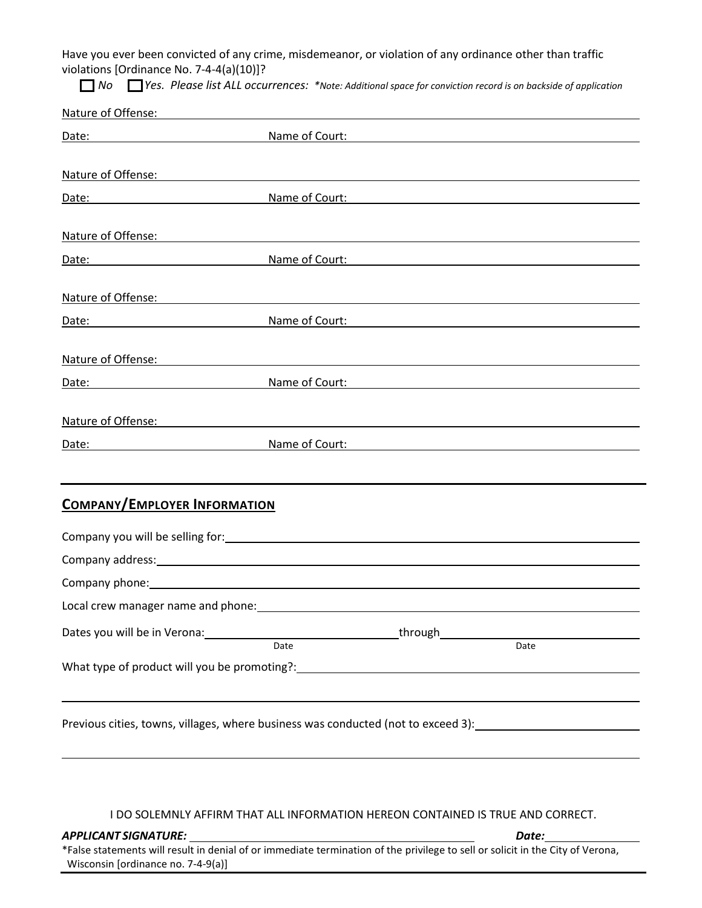Have you ever been convicted of any crime, misdemeanor, or violation of any ordinance other than traffic violations [Ordinance No. 7-4-4(a)(10)]?

☐ *No* ☐ *Yes. Please list ALL occurrences: \*Note: Additional space for conviction record is on backside of application*

Nature of Offense: ____________________

Date: ____________________ Name of Court: ____________________

Nature of Offense: ____________________

Date: ____________________ Name of Court: ____________________

Nature of Offense: ____________________

Date: ____________________ Name of Court: ____________________

Nature of Offense: ____________________

Date: ____________________ Name of Court: ____________________

Nature of Offense: ____________________

Date: ____________________ Name of Court: ____________________

Nature of Offense: ____________________

Date: ____________________ Name of Court: ____________________

## COMPANY/EMPLOYER INFORMATION

Company you will be selling for: ____________________

Company address: ____________________

Company phone: ____________________

Local crew manager name and phone: ____________________

Dates you will be in Verona: ____________________ through ____________________
(Date) (Date)

What type of product will you be promoting?: ____________________

Previous cities, towns, villages, where business was conducted (not to exceed 3): ____________________

I DO SOLEMNLY AFFIRM THAT ALL INFORMATION HEREON CONTAINED IS TRUE AND CORRECT.

***APPLICANT SIGNATURE:*** ____________________ ***Date:*** ____________

\*False statements will result in denial of or immediate termination of the privilege to sell or solicit in the City of Verona, Wisconsin [ordinance no. 7-4-9(a)]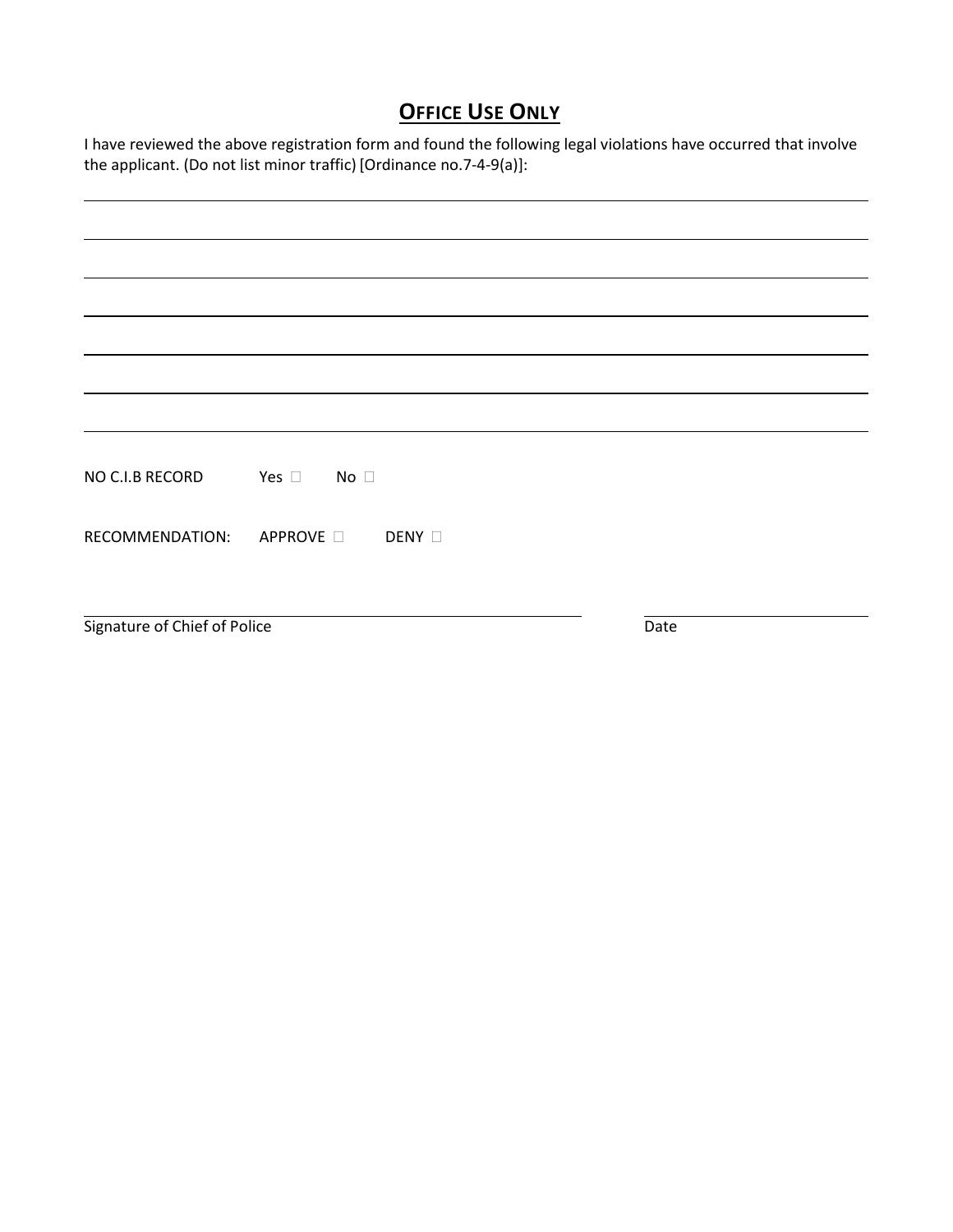## **OFFICE USE ONLY**

I have reviewed the above registration form and found the following legal violations have occurred that involve the applicant. (Do not list minor traffic) [Ordinance no.7-4-9(a)]:

_______________________________________________________________________________

_______________________________________________________________________________

_______________________________________________________________________________

_______________________________________________________________________________

_______________________________________________________________________________

_______________________________________________________________________________

_______________________________________________________________________________

NO C.I.B RECORD Yes ☐ No ☐

RECOMMENDATION: APPROVE ☐ DENY ☐

_________________________________________ _____________________

Signature of Chief of Police Date